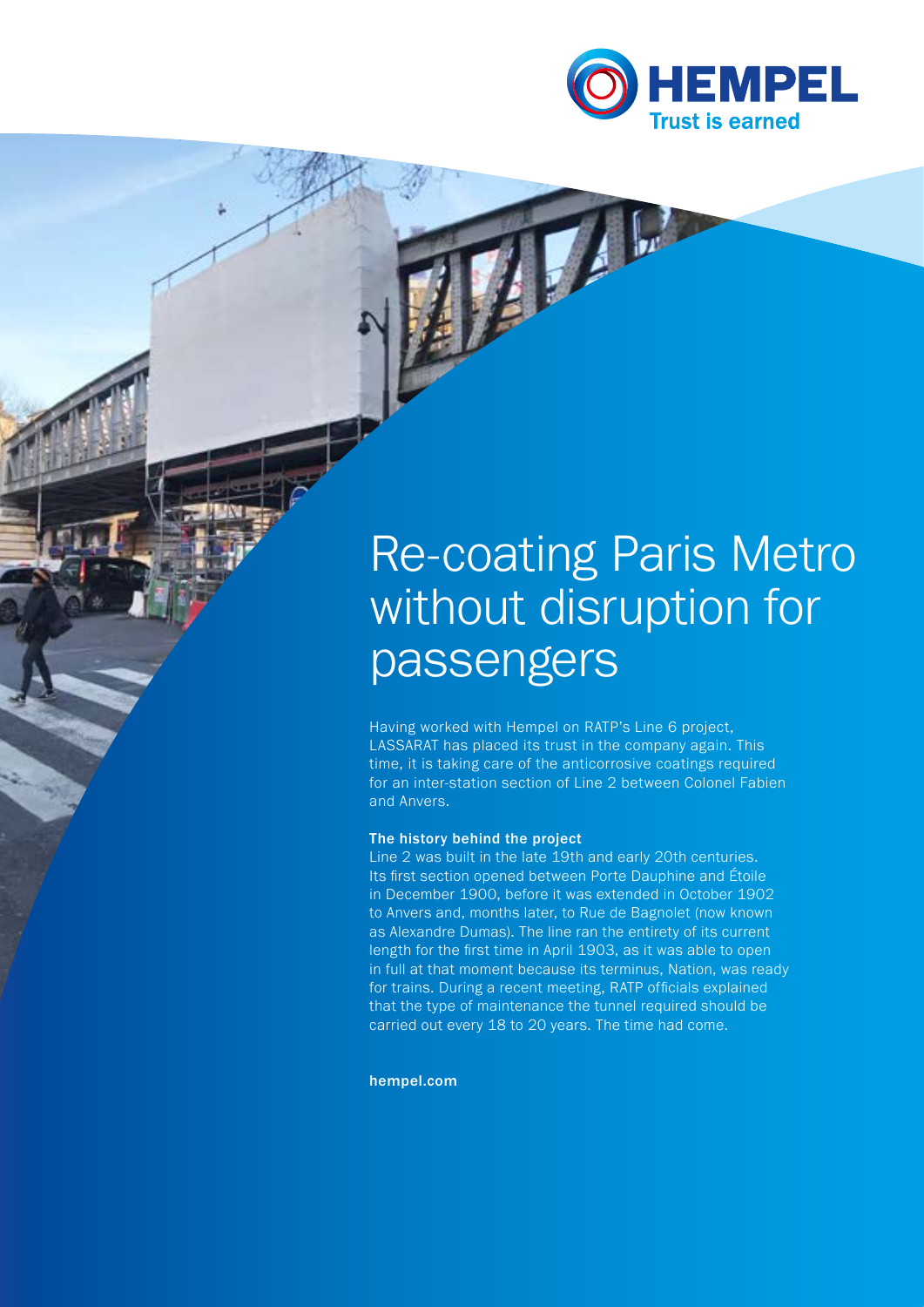# Re-coating Paris Metro without disruption for passengers

Having worked with Hempel on RATP's Line 6 project, LASSARAT has placed its trust in the company again. This time, it is taking care of the anticorrosive coatings required for an inter-station section of Line 2 between Colonel Fabien and Anvers.

**The history behind the project**

Line 2 was built in the late 19th and early 20th centuries. Its first section opened between Porte Dauphine and Étoile in December 1900, before it was extended in October 1902 to Anvers and, months later, to Rue de Bagnolet (now known as Alexandre Dumas). The line ran the entirety of its current length for the first time in April 1903, as it was able to open in full at that moment because its terminus, Nation, was ready for trains. During a recent meeting, RATP officials explained that the type of maintenance the tunnel required should be carried out every 18 to 20 years. The time had come.

**hempel.com**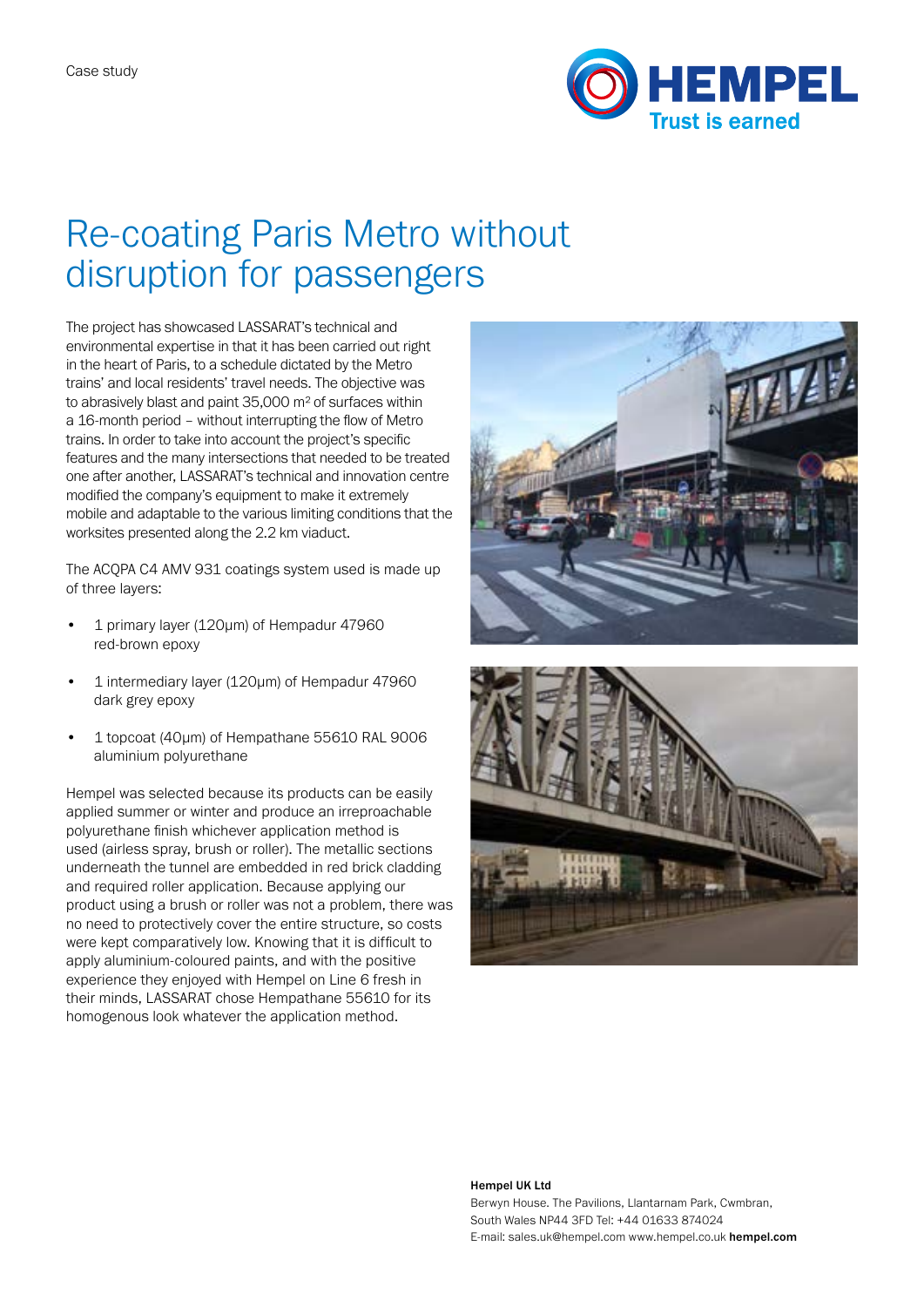Case study

# Re-coating Paris Metro without disruption for passengers

The project has showcased LASSARAT's technical and environmental expertise in that it has been carried out right in the heart of Paris, to a schedule dictated by the Metro trains' and local residents' travel needs. The objective was to abrasively blast and paint 35,000 m² of surfaces within a 16-month period – without interrupting the flow of Metro trains. In order to take into account the project's specific features and the many intersections that needed to be treated one after another, LASSARAT's technical and innovation centre modified the company's equipment to make it extremely mobile and adaptable to the various limiting conditions that the worksites presented along the 2.2 km viaduct.

The ACQPA C4 AMV 931 coatings system used is made up of three layers:

- 1 primary layer (120µm) of Hempadur 47960 red-brown epoxy
- 1 intermediary layer (120µm) of Hempadur 47960 dark grey epoxy
- 1 topcoat (40µm) of Hempathane 55610 RAL 9006 aluminium polyurethane

Hempel was selected because its products can be easily applied summer or winter and produce an irreproachable polyurethane finish whichever application method is used (airless spray, brush or roller). The metallic sections underneath the tunnel are embedded in red brick cladding and required roller application. Because applying our product using a brush or roller was not a problem, there was no need to protectively cover the entire structure, so costs were kept comparatively low. Knowing that it is difficult to apply aluminium-coloured paints, and with the positive experience they enjoyed with Hempel on Line 6 fresh in their minds, LASSARAT chose Hempathane 55610 for its homogenous look whatever the application method.

**Hempel UK Ltd**
Berwyn House. The Pavilions, Llantarnam Park, Cwmbran, South Wales NP44 3FD Tel: +44 01633 874024
E-mail: sales.uk@hempel.com www.hempel.co.uk **hempel.com**